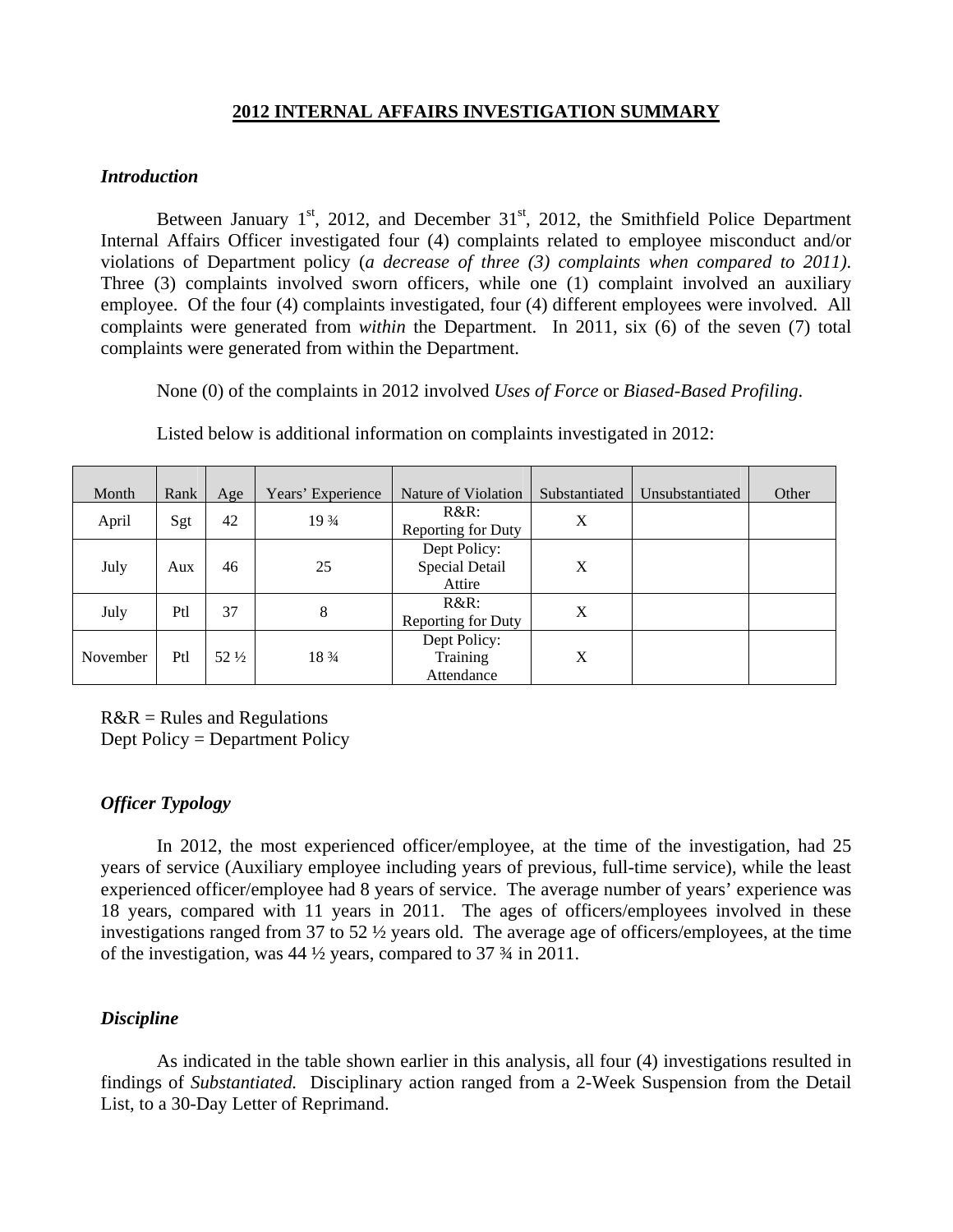# 2012 INTERNAL AFFAIRS INVESTIGATION SUMMARY

### *Introduction*

Between January 1st, 2012, and December 31st, 2012, the Smithfield Police Department Internal Affairs Officer investigated four (4) complaints related to employee misconduct and/or violations of Department policy (*a decrease of three (3) complaints when compared to 2011).* Three (3) complaints involved sworn officers, while one (1) complaint involved an auxiliary employee. Of the four (4) complaints investigated, four (4) different employees were involved. All complaints were generated from *within* the Department. In 2011, six (6) of the seven (7) total complaints were generated from within the Department.

None (0) of the complaints in 2012 involved *Uses of Force* or *Biased-Based Profiling*.

Listed below is additional information on complaints investigated in 2012:

| Month | Rank | Age | Years' Experience | Nature of Violation | Substantiated | Unsubstantiated | Other |
|---|---|---|---|---|---|---|---|
| April | Sgt | 42 | 19 ¾ | R&R: Reporting for Duty | X | | |
| July | Aux | 46 | 25 | Dept Policy: Special Detail Attire | X | | |
| July | Ptl | 37 | 8 | R&R: Reporting for Duty | X | | |
| November | Ptl | 52 ½ | 18 ¾ | Dept Policy: Training Attendance | X | | |

R&R = Rules and Regulations
Dept Policy = Department Policy

### *Officer Typology*

In 2012, the most experienced officer/employee, at the time of the investigation, had 25 years of service (Auxiliary employee including years of previous, full-time service), while the least experienced officer/employee had 8 years of service. The average number of years' experience was 18 years, compared with 11 years in 2011. The ages of officers/employees involved in these investigations ranged from 37 to 52 ½ years old. The average age of officers/employees, at the time of the investigation, was 44 ½ years, compared to 37 ¾ in 2011.

### *Discipline*

As indicated in the table shown earlier in this analysis, all four (4) investigations resulted in findings of *Substantiated.* Disciplinary action ranged from a 2-Week Suspension from the Detail List, to a 30-Day Letter of Reprimand.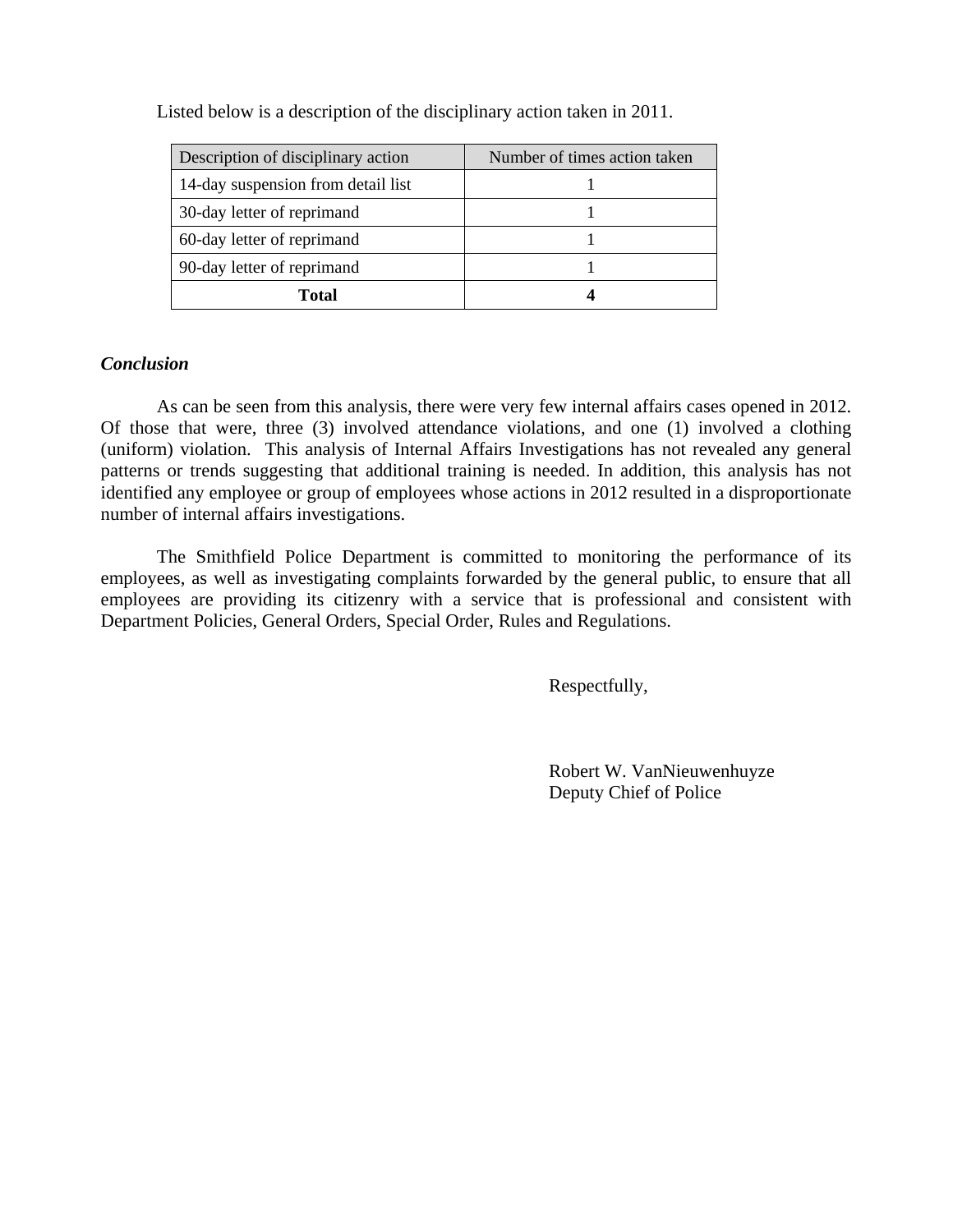Listed below is a description of the disciplinary action taken in 2011.

| Description of disciplinary action | Number of times action taken |
| --- | --- |
| 14-day suspension from detail list | 1 |
| 30-day letter of reprimand | 1 |
| 60-day letter of reprimand | 1 |
| 90-day letter of reprimand | 1 |
| **Total** | **4** |

***Conclusion***

As can be seen from this analysis, there were very few internal affairs cases opened in 2012. Of those that were, three (3) involved attendance violations, and one (1) involved a clothing (uniform) violation. This analysis of Internal Affairs Investigations has not revealed any general patterns or trends suggesting that additional training is needed. In addition, this analysis has not identified any employee or group of employees whose actions in 2012 resulted in a disproportionate number of internal affairs investigations.

The Smithfield Police Department is committed to monitoring the performance of its employees, as well as investigating complaints forwarded by the general public, to ensure that all employees are providing its citizenry with a service that is professional and consistent with Department Policies, General Orders, Special Order, Rules and Regulations.

Respectfully,

Robert W. VanNieuwenhuyze
Deputy Chief of Police